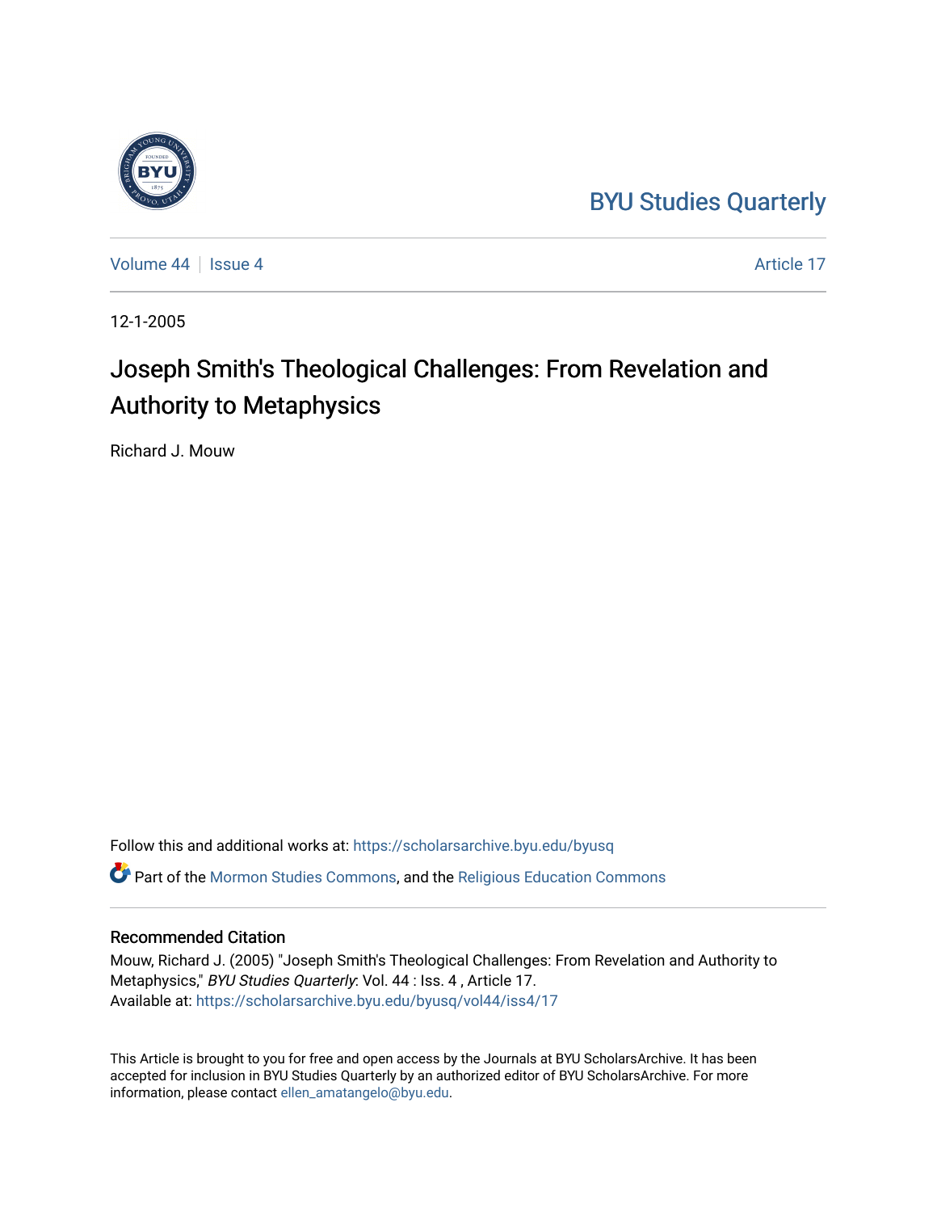BYU Studies Quarterly

Volume 44 | Issue 4 | Article 17

12-1-2005

# Joseph Smith's Theological Challenges: From Revelation and Authority to Metaphysics

Richard J. Mouw

Follow this and additional works at: https://scholarsarchive.byu.edu/byusq

Part of the Mormon Studies Commons, and the Religious Education Commons

## Recommended Citation

Mouw, Richard J. (2005) "Joseph Smith's Theological Challenges: From Revelation and Authority to Metaphysics," *BYU Studies Quarterly*: Vol. 44 : Iss. 4 , Article 17.
Available at: https://scholarsarchive.byu.edu/byusq/vol44/iss4/17

This Article is brought to you for free and open access by the Journals at BYU ScholarsArchive. It has been accepted for inclusion in BYU Studies Quarterly by an authorized editor of BYU ScholarsArchive. For more information, please contact ellen_amatangelo@byu.edu.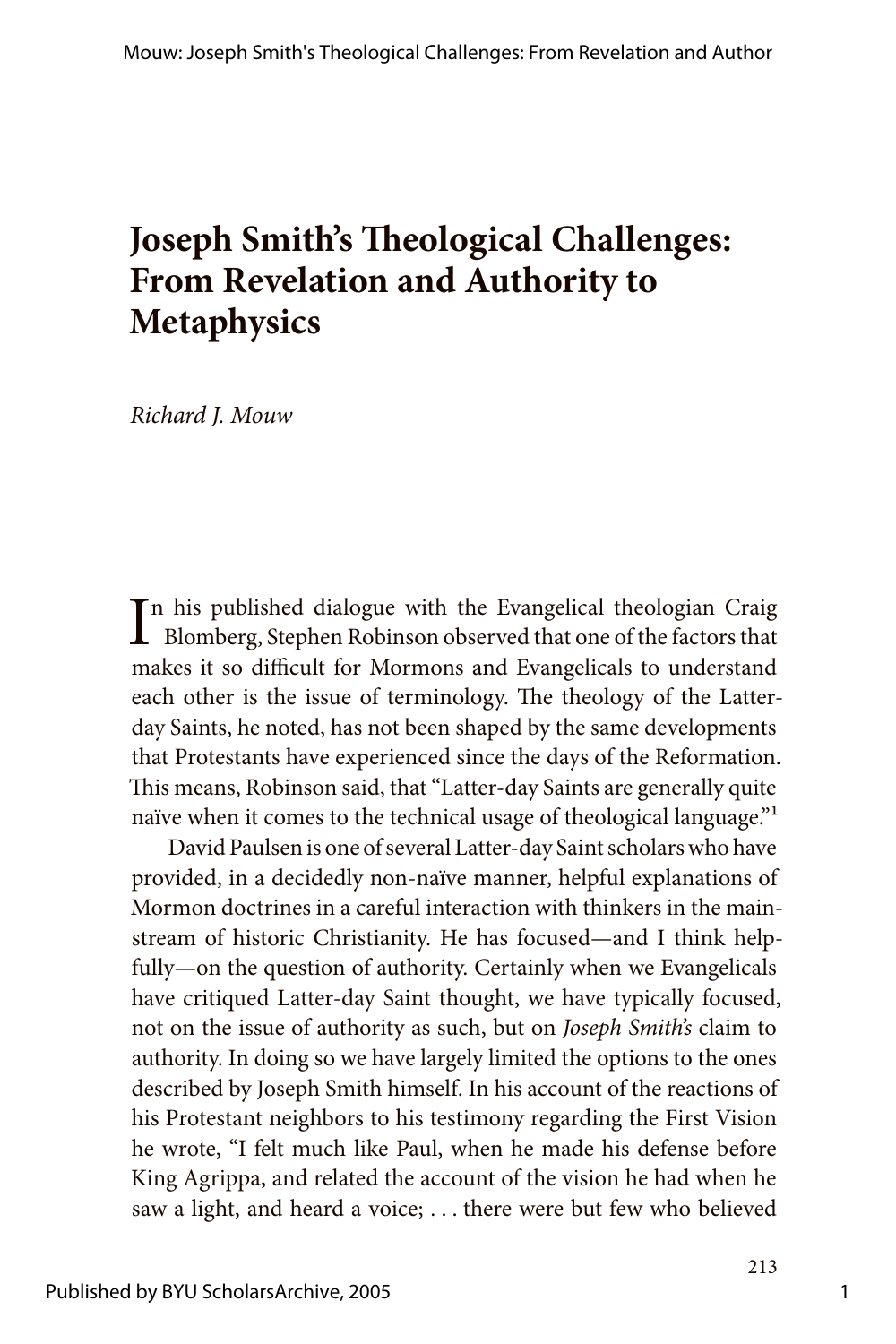# Joseph Smith's Theological Challenges: From Revelation and Authority to Metaphysics

*Richard J. Mouw*

In his published dialogue with the Evangelical theologian Craig Blomberg, Stephen Robinson observed that one of the factors that makes it so difficult for Mormons and Evangelicals to understand each other is the issue of terminology. The theology of the Latter-day Saints, he noted, has not been shaped by the same developments that Protestants have experienced since the days of the Reformation. This means, Robinson said, that "Latter-day Saints are generally quite naïve when it comes to the technical usage of theological language."[1]

David Paulsen is one of several Latter-day Saint scholars who have provided, in a decidedly non-naïve manner, helpful explanations of Mormon doctrines in a careful interaction with thinkers in the mainstream of historic Christianity. He has focused—and I think helpfully—on the question of authority. Certainly when we Evangelicals have critiqued Latter-day Saint thought, we have typically focused, not on the issue of authority as such, but on *Joseph Smith's* claim to authority. In doing so we have largely limited the options to the ones described by Joseph Smith himself. In his account of the reactions of his Protestant neighbors to his testimony regarding the First Vision he wrote, "I felt much like Paul, when he made his defense before King Agrippa, and related the account of the vision he had when he saw a light, and heard a voice; . . . there were but few who believed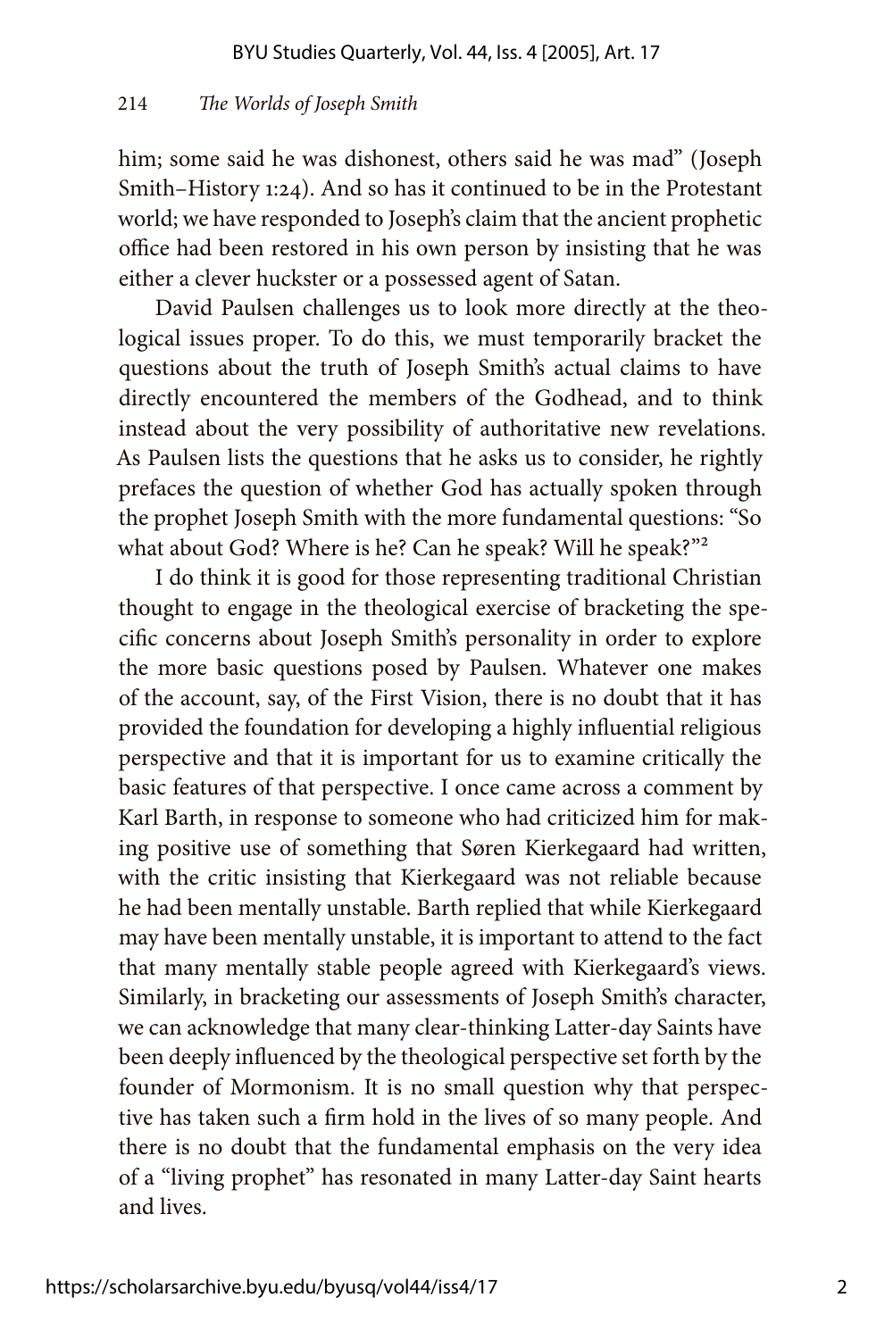him; some said he was dishonest, others said he was mad" (Joseph Smith–History 1:24). And so has it continued to be in the Protestant world; we have responded to Joseph's claim that the ancient prophetic office had been restored in his own person by insisting that he was either a clever huckster or a possessed agent of Satan.

David Paulsen challenges us to look more directly at the theological issues proper. To do this, we must temporarily bracket the questions about the truth of Joseph Smith's actual claims to have directly encountered the members of the Godhead, and to think instead about the very possibility of authoritative new revelations. As Paulsen lists the questions that he asks us to consider, he rightly prefaces the question of whether God has actually spoken through the prophet Joseph Smith with the more fundamental questions: "So what about God? Where is he? Can he speak? Will he speak?"[2]

I do think it is good for those representing traditional Christian thought to engage in the theological exercise of bracketing the specific concerns about Joseph Smith's personality in order to explore the more basic questions posed by Paulsen. Whatever one makes of the account, say, of the First Vision, there is no doubt that it has provided the foundation for developing a highly influential religious perspective and that it is important for us to examine critically the basic features of that perspective. I once came across a comment by Karl Barth, in response to someone who had criticized him for making positive use of something that Søren Kierkegaard had written, with the critic insisting that Kierkegaard was not reliable because he had been mentally unstable. Barth replied that while Kierkegaard may have been mentally unstable, it is important to attend to the fact that many mentally stable people agreed with Kierkegaard's views. Similarly, in bracketing our assessments of Joseph Smith's character, we can acknowledge that many clear-thinking Latter-day Saints have been deeply influenced by the theological perspective set forth by the founder of Mormonism. It is no small question why that perspective has taken such a firm hold in the lives of so many people. And there is no doubt that the fundamental emphasis on the very idea of a "living prophet" has resonated in many Latter-day Saint hearts and lives.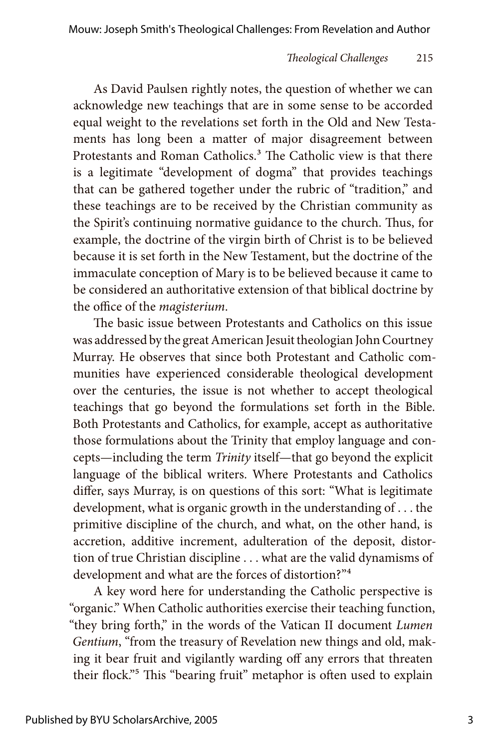As David Paulsen rightly notes, the question of whether we can acknowledge new teachings that are in some sense to be accorded equal weight to the revelations set forth in the Old and New Testaments has long been a matter of major disagreement between Protestants and Roman Catholics.[3] The Catholic view is that there is a legitimate "development of dogma" that provides teachings that can be gathered together under the rubric of "tradition," and these teachings are to be received by the Christian community as the Spirit's continuing normative guidance to the church. Thus, for example, the doctrine of the virgin birth of Christ is to be believed because it is set forth in the New Testament, but the doctrine of the immaculate conception of Mary is to be believed because it came to be considered an authoritative extension of that biblical doctrine by the office of the *magisterium*.

The basic issue between Protestants and Catholics on this issue was addressed by the great American Jesuit theologian John Courtney Murray. He observes that since both Protestant and Catholic communities have experienced considerable theological development over the centuries, the issue is not whether to accept theological teachings that go beyond the formulations set forth in the Bible. Both Protestants and Catholics, for example, accept as authoritative those formulations about the Trinity that employ language and concepts—including the term *Trinity* itself—that go beyond the explicit language of the biblical writers. Where Protestants and Catholics differ, says Murray, is on questions of this sort: "What is legitimate development, what is organic growth in the understanding of . . . the primitive discipline of the church, and what, on the other hand, is accretion, additive increment, adulteration of the deposit, distortion of true Christian discipline . . . what are the valid dynamisms of development and what are the forces of distortion?"[4]

A key word here for understanding the Catholic perspective is "organic." When Catholic authorities exercise their teaching function, "they bring forth," in the words of the Vatican II document *Lumen Gentium*, "from the treasury of Revelation new things and old, making it bear fruit and vigilantly warding off any errors that threaten their flock."[5] This "bearing fruit" metaphor is often used to explain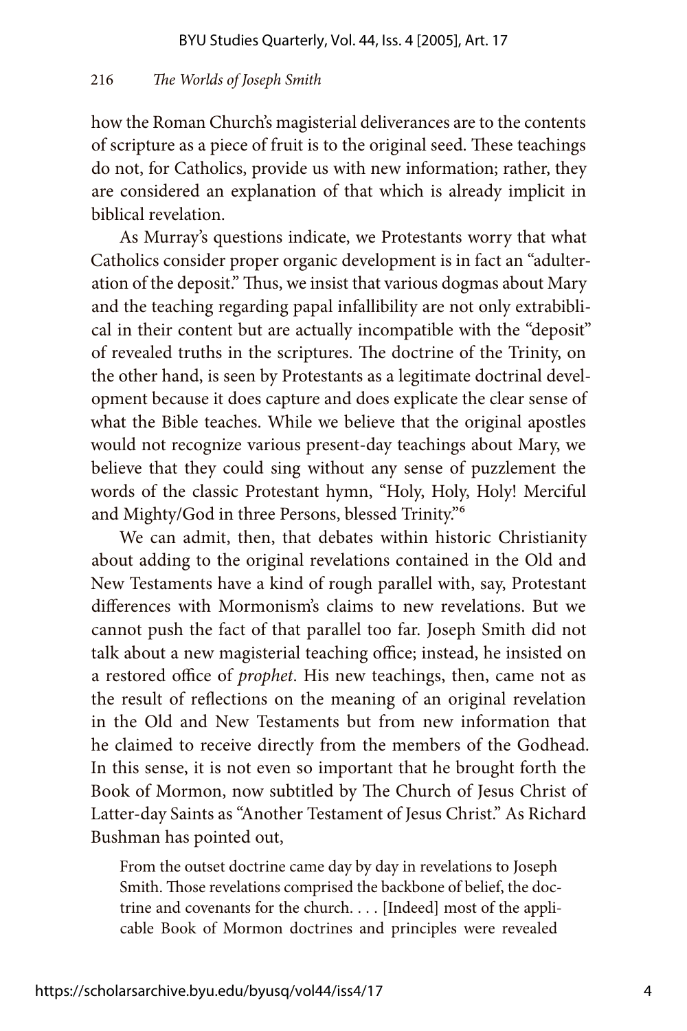how the Roman Church's magisterial deliverances are to the contents of scripture as a piece of fruit is to the original seed. These teachings do not, for Catholics, provide us with new information; rather, they are considered an explanation of that which is already implicit in biblical revelation.

As Murray's questions indicate, we Protestants worry that what Catholics consider proper organic development is in fact an "adulteration of the deposit." Thus, we insist that various dogmas about Mary and the teaching regarding papal infallibility are not only extrabiblical in their content but are actually incompatible with the "deposit" of revealed truths in the scriptures. The doctrine of the Trinity, on the other hand, is seen by Protestants as a legitimate doctrinal development because it does capture and does explicate the clear sense of what the Bible teaches. While we believe that the original apostles would not recognize various present-day teachings about Mary, we believe that they could sing without any sense of puzzlement the words of the classic Protestant hymn, "Holy, Holy, Holy! Merciful and Mighty/God in three Persons, blessed Trinity."[6]

We can admit, then, that debates within historic Christianity about adding to the original revelations contained in the Old and New Testaments have a kind of rough parallel with, say, Protestant differences with Mormonism's claims to new revelations. But we cannot push the fact of that parallel too far. Joseph Smith did not talk about a new magisterial teaching office; instead, he insisted on a restored office of *prophet*. His new teachings, then, came not as the result of reflections on the meaning of an original revelation in the Old and New Testaments but from new information that he claimed to receive directly from the members of the Godhead. In this sense, it is not even so important that he brought forth the Book of Mormon, now subtitled by The Church of Jesus Christ of Latter-day Saints as "Another Testament of Jesus Christ." As Richard Bushman has pointed out,

> From the outset doctrine came day by day in revelations to Joseph Smith. Those revelations comprised the backbone of belief, the doctrine and covenants for the church. . . . [Indeed] most of the applicable Book of Mormon doctrines and principles were revealed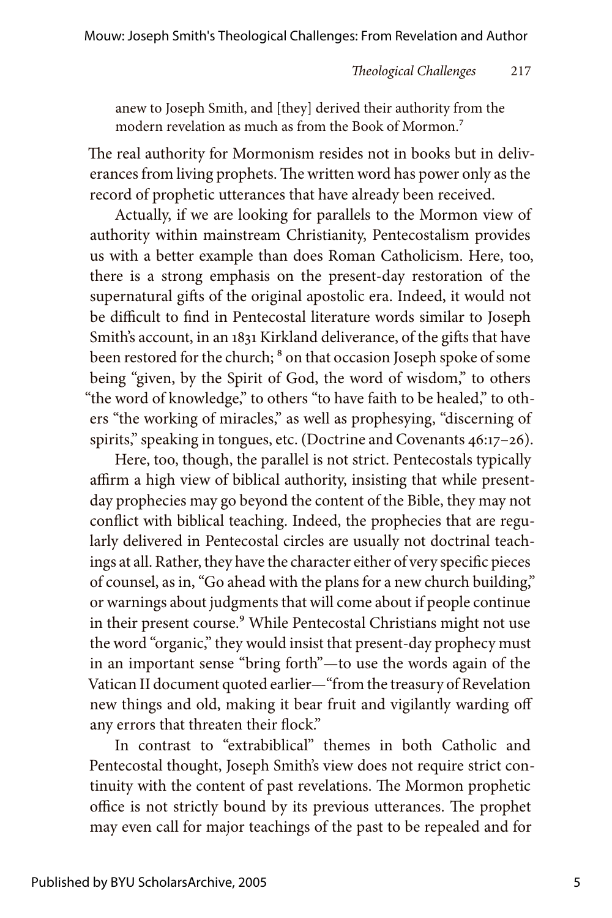> anew to Joseph Smith, and [they] derived their authority from the modern revelation as much as from the Book of Mormon.[7]

The real authority for Mormonism resides not in books but in deliverances from living prophets. The written word has power only as the record of prophetic utterances that have already been received.

Actually, if we are looking for parallels to the Mormon view of authority within mainstream Christianity, Pentecostalism provides us with a better example than does Roman Catholicism. Here, too, there is a strong emphasis on the present-day restoration of the supernatural gifts of the original apostolic era. Indeed, it would not be difficult to find in Pentecostal literature words similar to Joseph Smith's account, in an 1831 Kirkland deliverance, of the gifts that have been restored for the church; [8] on that occasion Joseph spoke of some being "given, by the Spirit of God, the word of wisdom," to others "the word of knowledge," to others "to have faith to be healed," to others "the working of miracles," as well as prophesying, "discerning of spirits," speaking in tongues, etc. (Doctrine and Covenants 46:17–26).

Here, too, though, the parallel is not strict. Pentecostals typically affirm a high view of biblical authority, insisting that while present-day prophecies may go beyond the content of the Bible, they may not conflict with biblical teaching. Indeed, the prophecies that are regularly delivered in Pentecostal circles are usually not doctrinal teachings at all. Rather, they have the character either of very specific pieces of counsel, as in, "Go ahead with the plans for a new church building," or warnings about judgments that will come about if people continue in their present course.[9] While Pentecostal Christians might not use the word "organic," they would insist that present-day prophecy must in an important sense "bring forth"—to use the words again of the Vatican II document quoted earlier—"from the treasury of Revelation new things and old, making it bear fruit and vigilantly warding off any errors that threaten their flock."

In contrast to "extrabiblical" themes in both Catholic and Pentecostal thought, Joseph Smith's view does not require strict continuity with the content of past revelations. The Mormon prophetic office is not strictly bound by its previous utterances. The prophet may even call for major teachings of the past to be repealed and for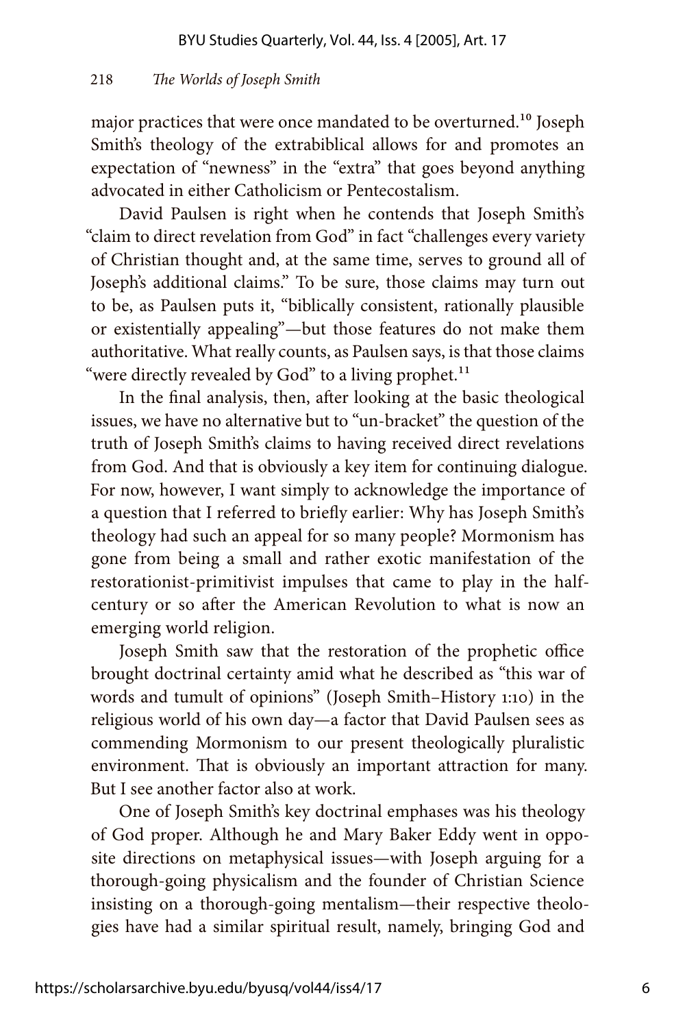major practices that were once mandated to be overturned.[10] Joseph Smith's theology of the extrabiblical allows for and promotes an expectation of "newness" in the "extra" that goes beyond anything advocated in either Catholicism or Pentecostalism.

David Paulsen is right when he contends that Joseph Smith's "claim to direct revelation from God" in fact "challenges every variety of Christian thought and, at the same time, serves to ground all of Joseph's additional claims." To be sure, those claims may turn out to be, as Paulsen puts it, "biblically consistent, rationally plausible or existentially appealing"—but those features do not make them authoritative. What really counts, as Paulsen says, is that those claims "were directly revealed by God" to a living prophet.[11]

In the final analysis, then, after looking at the basic theological issues, we have no alternative but to "un-bracket" the question of the truth of Joseph Smith's claims to having received direct revelations from God. And that is obviously a key item for continuing dialogue. For now, however, I want simply to acknowledge the importance of a question that I referred to briefly earlier: Why has Joseph Smith's theology had such an appeal for so many people? Mormonism has gone from being a small and rather exotic manifestation of the restorationist-primitivist impulses that came to play in the half-century or so after the American Revolution to what is now an emerging world religion.

Joseph Smith saw that the restoration of the prophetic office brought doctrinal certainty amid what he described as "this war of words and tumult of opinions" (Joseph Smith–History 1:10) in the religious world of his own day—a factor that David Paulsen sees as commending Mormonism to our present theologically pluralistic environment. That is obviously an important attraction for many. But I see another factor also at work.

One of Joseph Smith's key doctrinal emphases was his theology of God proper. Although he and Mary Baker Eddy went in opposite directions on metaphysical issues—with Joseph arguing for a thorough-going physicalism and the founder of Christian Science insisting on a thorough-going mentalism—their respective theologies have had a similar spiritual result, namely, bringing God and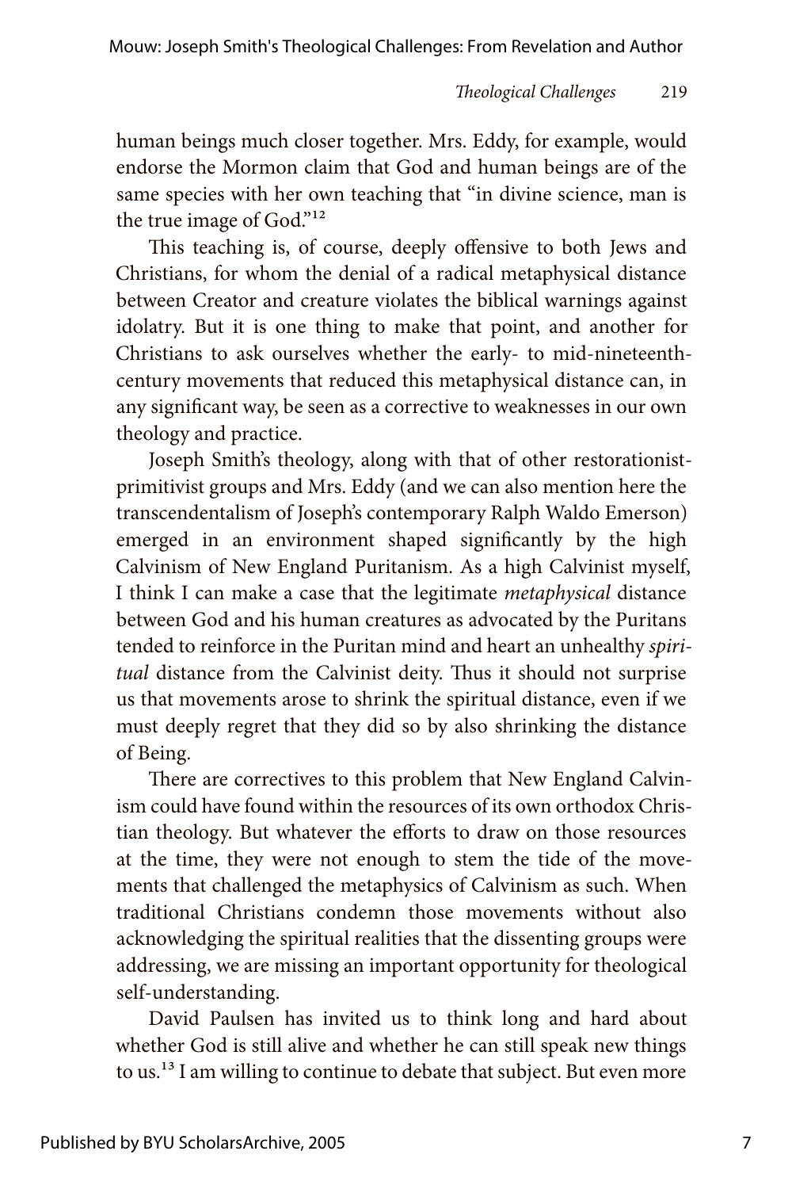human beings much closer together. Mrs. Eddy, for example, would endorse the Mormon claim that God and human beings are of the same species with her own teaching that "in divine science, man is the true image of God."[12]

This teaching is, of course, deeply offensive to both Jews and Christians, for whom the denial of a radical metaphysical distance between Creator and creature violates the biblical warnings against idolatry. But it is one thing to make that point, and another for Christians to ask ourselves whether the early- to mid-nineteenth-century movements that reduced this metaphysical distance can, in any significant way, be seen as a corrective to weaknesses in our own theology and practice.

Joseph Smith's theology, along with that of other restorationist-primitivist groups and Mrs. Eddy (and we can also mention here the transcendentalism of Joseph's contemporary Ralph Waldo Emerson) emerged in an environment shaped significantly by the high Calvinism of New England Puritanism. As a high Calvinist myself, I think I can make a case that the legitimate *metaphysical* distance between God and his human creatures as advocated by the Puritans tended to reinforce in the Puritan mind and heart an unhealthy *spiritual* distance from the Calvinist deity. Thus it should not surprise us that movements arose to shrink the spiritual distance, even if we must deeply regret that they did so by also shrinking the distance of Being.

There are correctives to this problem that New England Calvinism could have found within the resources of its own orthodox Christian theology. But whatever the efforts to draw on those resources at the time, they were not enough to stem the tide of the movements that challenged the metaphysics of Calvinism as such. When traditional Christians condemn those movements without also acknowledging the spiritual realities that the dissenting groups were addressing, we are missing an important opportunity for theological self-understanding.

David Paulsen has invited us to think long and hard about whether God is still alive and whether he can still speak new things to us.[13] I am willing to continue to debate that subject. But even more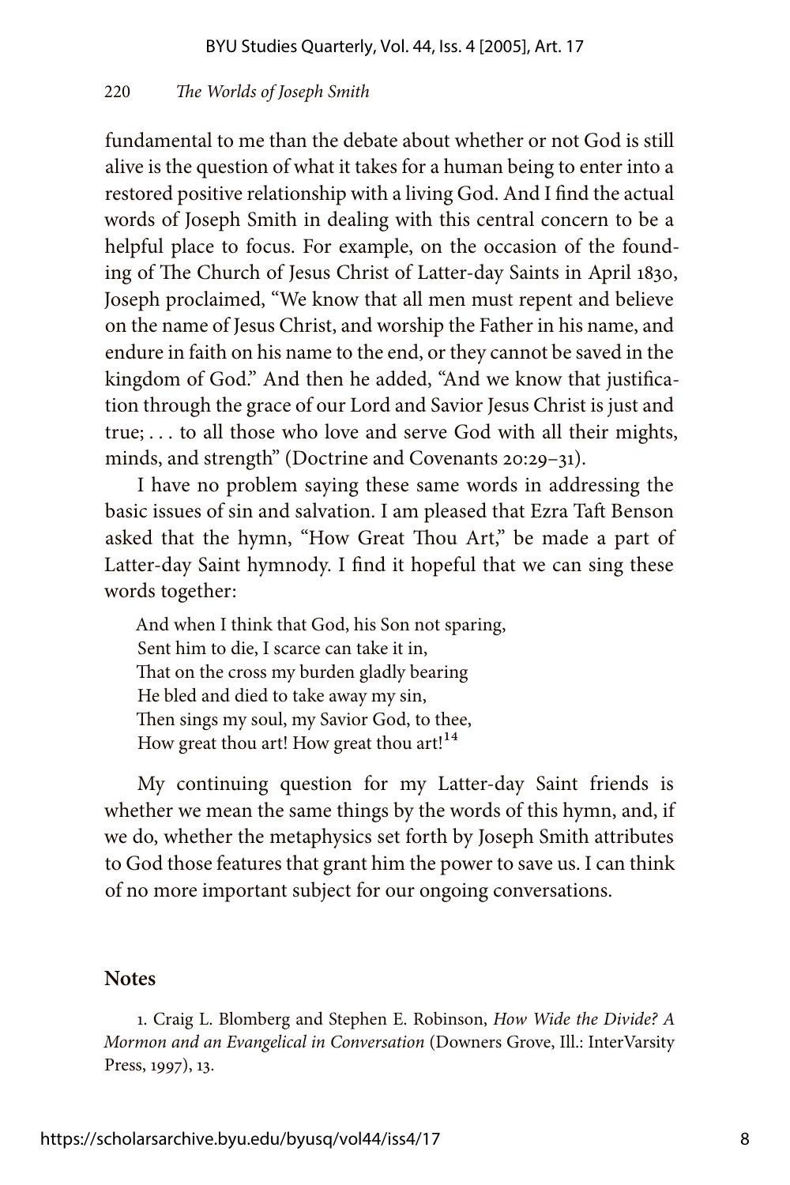fundamental to me than the debate about whether or not God is still alive is the question of what it takes for a human being to enter into a restored positive relationship with a living God. And I find the actual words of Joseph Smith in dealing with this central concern to be a helpful place to focus. For example, on the occasion of the founding of The Church of Jesus Christ of Latter-day Saints in April 1830, Joseph proclaimed, "We know that all men must repent and believe on the name of Jesus Christ, and worship the Father in his name, and endure in faith on his name to the end, or they cannot be saved in the kingdom of God." And then he added, "And we know that justification through the grace of our Lord and Savior Jesus Christ is just and true; . . . to all those who love and serve God with all their mights, minds, and strength" (Doctrine and Covenants 20:29–31).

I have no problem saying these same words in addressing the basic issues of sin and salvation. I am pleased that Ezra Taft Benson asked that the hymn, "How Great Thou Art," be made a part of Latter-day Saint hymnody. I find it hopeful that we can sing these words together:

> And when I think that God, his Son not sparing,
> Sent him to die, I scarce can take it in,
> That on the cross my burden gladly bearing
> He bled and died to take away my sin,
> Then sings my soul, my Savior God, to thee,
> How great thou art! How great thou art![14]

My continuing question for my Latter-day Saint friends is whether we mean the same things by the words of this hymn, and, if we do, whether the metaphysics set forth by Joseph Smith attributes to God those features that grant him the power to save us. I can think of no more important subject for our ongoing conversations.

## Notes

1. Craig L. Blomberg and Stephen E. Robinson, *How Wide the Divide? A Mormon and an Evangelical in Conversation* (Downers Grove, Ill.: InterVarsity Press, 1997), 13.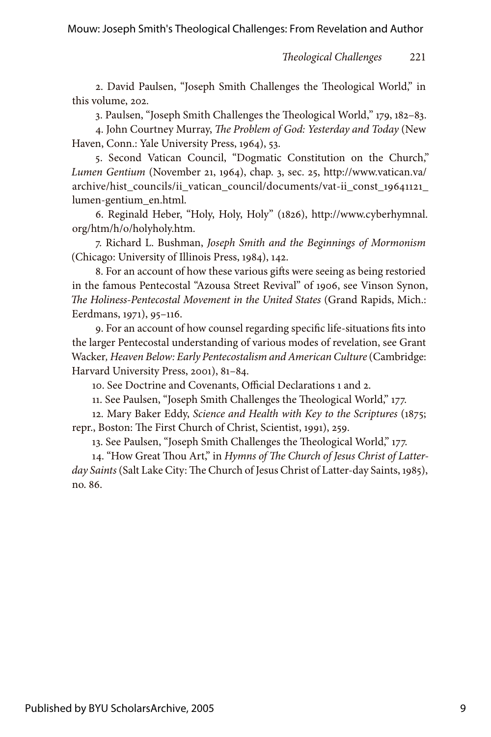2. David Paulsen, "Joseph Smith Challenges the Theological World," in this volume, 202.

3. Paulsen, "Joseph Smith Challenges the Theological World," 179, 182–83.

4. John Courtney Murray, *The Problem of God: Yesterday and Today* (New Haven, Conn.: Yale University Press, 1964), 53.

5. Second Vatican Council, "Dogmatic Constitution on the Church," *Lumen Gentium* (November 21, 1964), chap. 3, sec. 25, http://www.vatican.va/archive/hist_councils/ii_vatican_council/documents/vat-ii_const_19641121_lumen-gentium_en.html.

6. Reginald Heber, "Holy, Holy, Holy" (1826), http://www.cyberhymnal.org/htm/h/o/holyholy.htm.

7. Richard L. Bushman, *Joseph Smith and the Beginnings of Mormonism* (Chicago: University of Illinois Press, 1984), 142.

8. For an account of how these various gifts were seeing as being restoried in the famous Pentecostal "Azousa Street Revival" of 1906, see Vinson Synon, *The Holiness-Pentecostal Movement in the United States* (Grand Rapids, Mich.: Eerdmans, 1971), 95–116.

9. For an account of how counsel regarding specific life-situations fits into the larger Pentecostal understanding of various modes of revelation, see Grant Wacker, *Heaven Below: Early Pentecostalism and American Culture* (Cambridge: Harvard University Press, 2001), 81–84.

10. See Doctrine and Covenants, Official Declarations 1 and 2.

11. See Paulsen, "Joseph Smith Challenges the Theological World," 177.

12. Mary Baker Eddy, *Science and Health with Key to the Scriptures* (1875; repr., Boston: The First Church of Christ, Scientist, 1991), 259.

13. See Paulsen, "Joseph Smith Challenges the Theological World," 177.

14. "How Great Thou Art," in *Hymns of The Church of Jesus Christ of Latter-day Saints* (Salt Lake City: The Church of Jesus Christ of Latter-day Saints, 1985), no. 86.